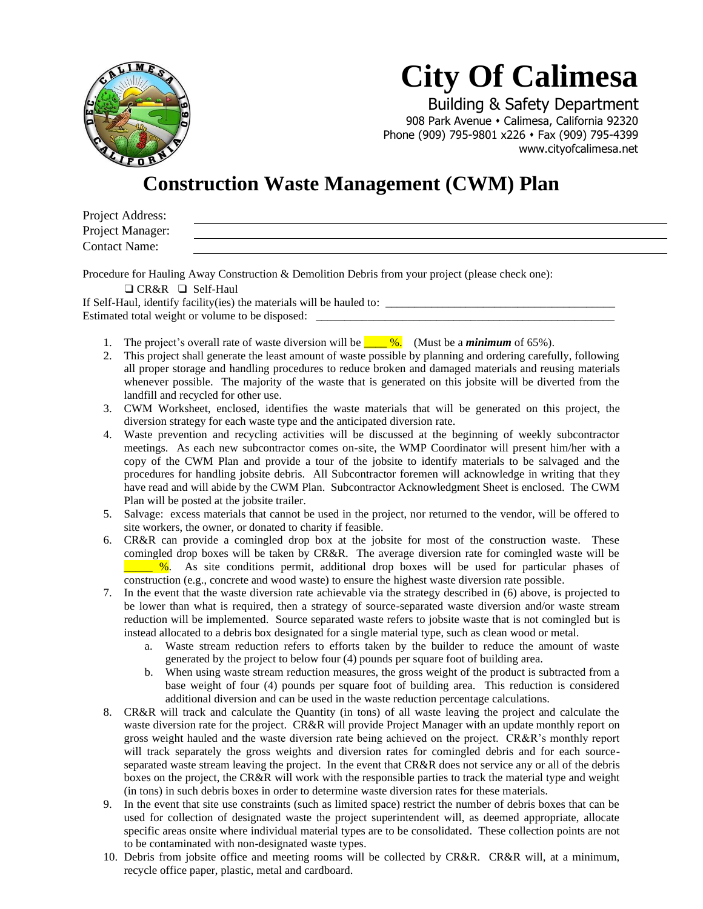# City Of Calimesa

Building & Safety Department
908 Park Avenue • Calimesa, California 92320
Phone (909) 795-9801 x226 • Fax (909) 795-4399
www.cityofcalimesa.net

## Construction Waste Management (CWM) Plan

Project Address: ______________________________
Project Manager: ______________________________
Contact Name: ______________________________

Procedure for Hauling Away Construction & Demolition Debris from your project (please check one):

❑ CR&R ❑ Self-Haul

If Self-Haul, identify facility(ies) the materials will be hauled to: ______________________________

Estimated total weight or volume to be disposed: ______________________________

1. The project's overall rate of waste diversion will be ____ %. (Must be a ***minimum*** of 65%).
2. This project shall generate the least amount of waste possible by planning and ordering carefully, following all proper storage and handling procedures to reduce broken and damaged materials and reusing materials whenever possible. The majority of the waste that is generated on this jobsite will be diverted from the landfill and recycled for other use.
3. CWM Worksheet, enclosed, identifies the waste materials that will be generated on this project, the diversion strategy for each waste type and the anticipated diversion rate.
4. Waste prevention and recycling activities will be discussed at the beginning of weekly subcontractor meetings. As each new subcontractor comes on-site, the WMP Coordinator will present him/her with a copy of the CWM Plan and provide a tour of the jobsite to identify materials to be salvaged and the procedures for handling jobsite debris. All Subcontractor foremen will acknowledge in writing that they have read and will abide by the CWM Plan. Subcontractor Acknowledgment Sheet is enclosed. The CWM Plan will be posted at the jobsite trailer.
5. Salvage: excess materials that cannot be used in the project, nor returned to the vendor, will be offered to site workers, the owner, or donated to charity if feasible.
6. CR&R can provide a comingled drop box at the jobsite for most of the construction waste. These comingled drop boxes will be taken by CR&R. The average diversion rate for comingled waste will be _____ %. As site conditions permit, additional drop boxes will be used for particular phases of construction (e.g., concrete and wood waste) to ensure the highest waste diversion rate possible.
7. In the event that the waste diversion rate achievable via the strategy described in (6) above, is projected to be lower than what is required, then a strategy of source-separated waste diversion and/or waste stream reduction will be implemented. Source separated waste refers to jobsite waste that is not comingled but is instead allocated to a debris box designated for a single material type, such as clean wood or metal.
   a. Waste stream reduction refers to efforts taken by the builder to reduce the amount of waste generated by the project to below four (4) pounds per square foot of building area.
   b. When using waste stream reduction measures, the gross weight of the product is subtracted from a base weight of four (4) pounds per square foot of building area. This reduction is considered additional diversion and can be used in the waste reduction percentage calculations.
8. CR&R will track and calculate the Quantity (in tons) of all waste leaving the project and calculate the waste diversion rate for the project. CR&R will provide Project Manager with an update monthly report on gross weight hauled and the waste diversion rate being achieved on the project. CR&R's monthly report will track separately the gross weights and diversion rates for comingled debris and for each source-separated waste stream leaving the project. In the event that CR&R does not service any or all of the debris boxes on the project, the CR&R will work with the responsible parties to track the material type and weight (in tons) in such debris boxes in order to determine waste diversion rates for these materials.
9. In the event that site use constraints (such as limited space) restrict the number of debris boxes that can be used for collection of designated waste the project superintendent will, as deemed appropriate, allocate specific areas onsite where individual material types are to be consolidated. These collection points are not to be contaminated with non-designated waste types.
10. Debris from jobsite office and meeting rooms will be collected by CR&R. CR&R will, at a minimum, recycle office paper, plastic, metal and cardboard.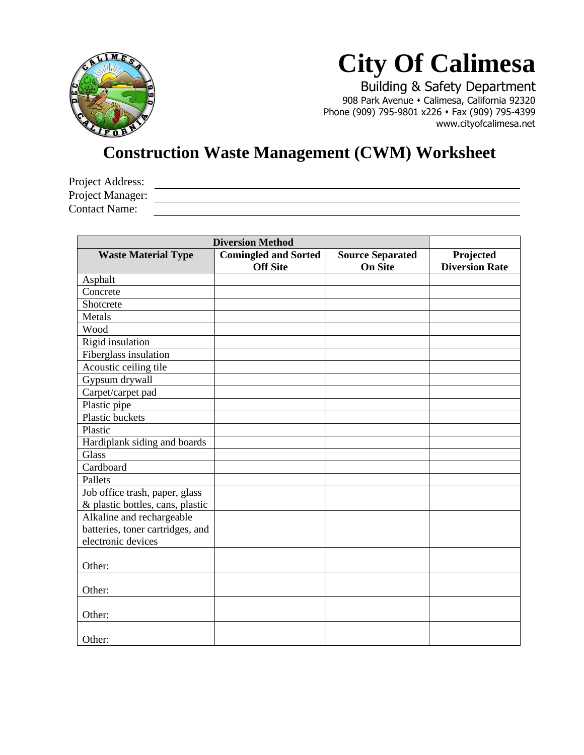# City Of Calimesa

Building & Safety Department
908 Park Avenue • Calimesa, California 92320
Phone (909) 795-9801 x226 • Fax (909) 795-4399
www.cityofcalimesa.net

## Construction Waste Management (CWM) Worksheet

Project Address: \_\_\_\_\_\_\_\_\_\_\_\_\_\_\_\_\_\_\_\_\_\_\_\_\_\_\_\_\_\_\_\_
Project Manager: \_\_\_\_\_\_\_\_\_\_\_\_\_\_\_\_\_\_\_\_\_\_\_\_\_\_\_\_\_\_\_\_
Contact Name: \_\_\_\_\_\_\_\_\_\_\_\_\_\_\_\_\_\_\_\_\_\_\_\_\_\_\_\_\_\_\_\_

| Diversion Method | | | |
|---|---|---|---|
| **Waste Material Type** | **Comingled and Sorted Off Site** | **Source Separated On Site** | **Projected Diversion Rate** |
| Asphalt | | | |
| Concrete | | | |
| Shotcrete | | | |
| Metals | | | |
| Wood | | | |
| Rigid insulation | | | |
| Fiberglass insulation | | | |
| Acoustic ceiling tile | | | |
| Gypsum drywall | | | |
| Carpet/carpet pad | | | |
| Plastic pipe | | | |
| Plastic buckets | | | |
| Plastic | | | |
| Hardiplank siding and boards | | | |
| Glass | | | |
| Cardboard | | | |
| Pallets | | | |
| Job office trash, paper, glass & plastic bottles, cans, plastic | | | |
| Alkaline and rechargeable batteries, toner cartridges, and electronic devices | | | |
| Other: | | | |
| Other: | | | |
| Other: | | | |
| Other: | | | |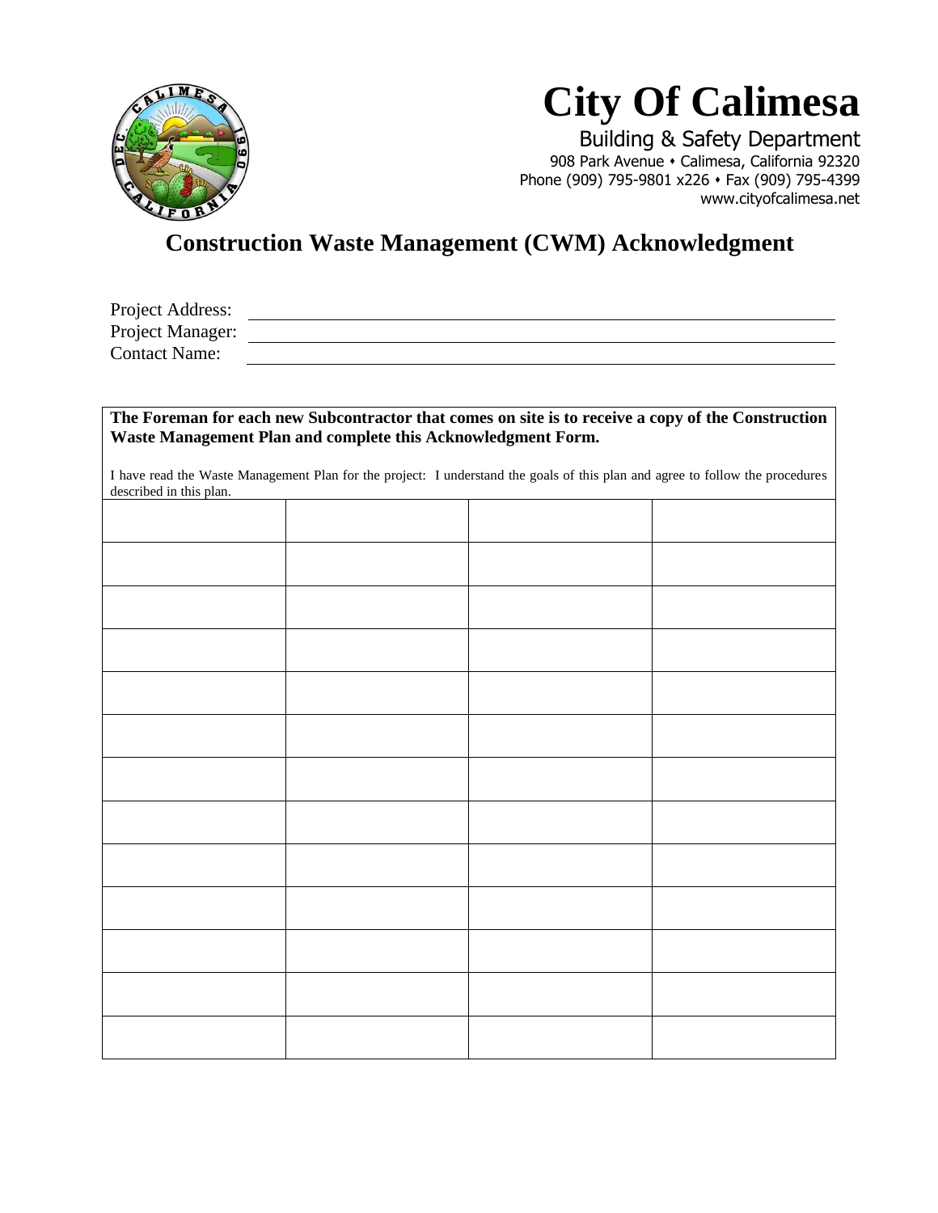# City Of Calimesa

Building & Safety Department
908 Park Avenue • Calimesa, California 92320
Phone (909) 795-9801 x226 • Fax (909) 795-4399
www.cityofcalimesa.net

## Construction Waste Management (CWM) Acknowledgment

Project Address: \_\_\_\_\_\_\_\_\_\_\_\_\_\_\_\_\_\_\_\_\_\_\_\_\_\_\_\_\_\_\_\_\_\_\_\_\_\_\_\_

Project Manager: \_\_\_\_\_\_\_\_\_\_\_\_\_\_\_\_\_\_\_\_\_\_\_\_\_\_\_\_\_\_\_\_\_\_\_\_\_\_\_\_

Contact Name: \_\_\_\_\_\_\_\_\_\_\_\_\_\_\_\_\_\_\_\_\_\_\_\_\_\_\_\_\_\_\_\_\_\_\_\_\_\_\_\_

**The Foreman for each new Subcontractor that comes on site is to receive a copy of the Construction Waste Management Plan and complete this Acknowledgment Form.**

I have read the Waste Management Plan for the project: I understand the goals of this plan and agree to follow the procedures described in this plan.

| | | | |
|---|---|---|---|
| | | | |
| | | | |
| | | | |
| | | | |
| | | | |
| | | | |
| | | | |
| | | | |
| | | | |
| | | | |
| | | | |
| | | | |
| | | | |